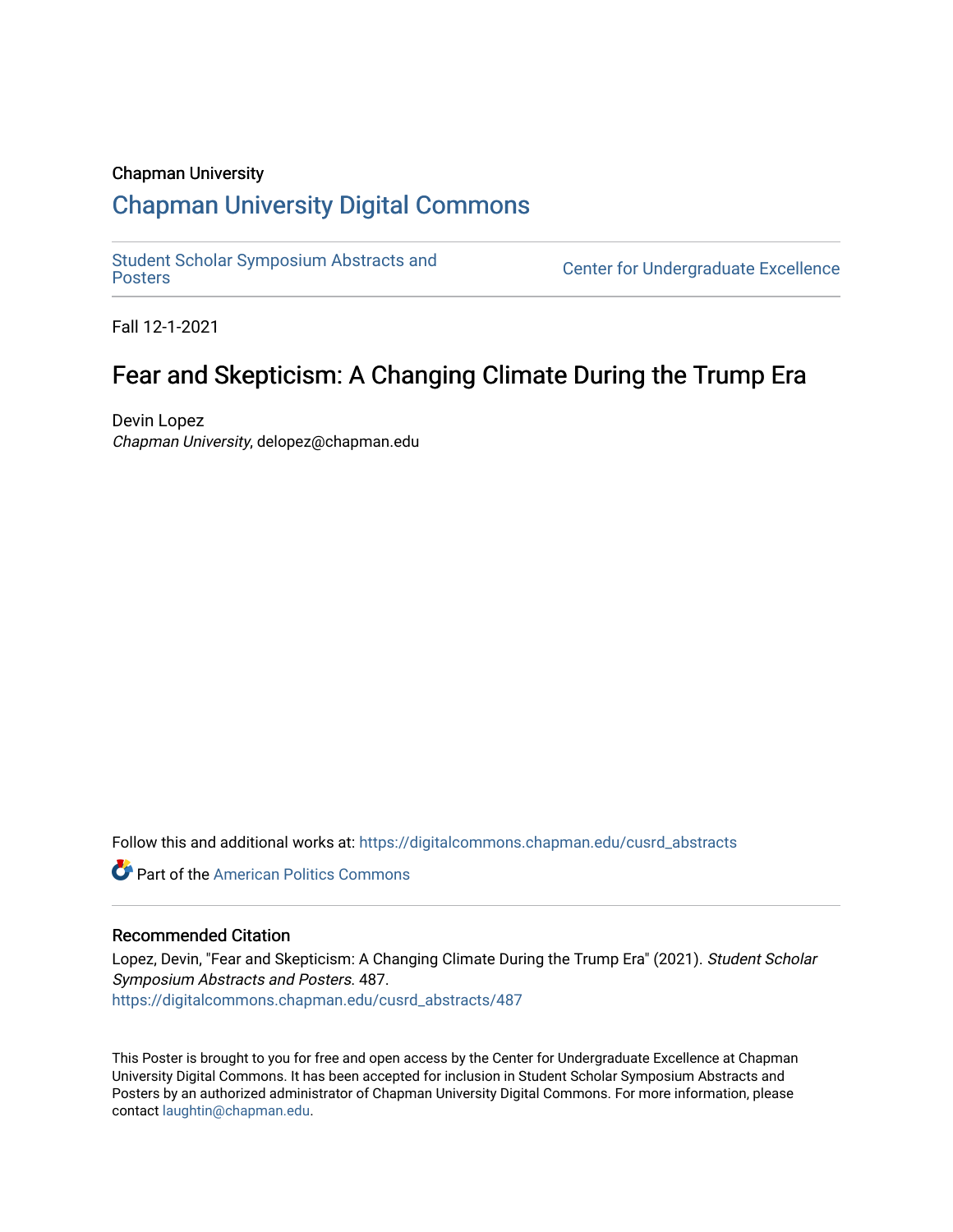Chapman University

## Chapman University Digital Commons

Student Scholar Symposium Abstracts and Posters

Center for Undergraduate Excellence

Fall 12-1-2021

# Fear and Skepticism: A Changing Climate During the Trump Era

Devin Lopez
*Chapman University*, delopez@chapman.edu

Follow this and additional works at: https://digitalcommons.chapman.edu/cusrd_abstracts

Part of the American Politics Commons

### Recommended Citation

Lopez, Devin, "Fear and Skepticism: A Changing Climate During the Trump Era" (2021). *Student Scholar Symposium Abstracts and Posters*. 487.
https://digitalcommons.chapman.edu/cusrd_abstracts/487

This Poster is brought to you for free and open access by the Center for Undergraduate Excellence at Chapman University Digital Commons. It has been accepted for inclusion in Student Scholar Symposium Abstracts and Posters by an authorized administrator of Chapman University Digital Commons. For more information, please contact laughtin@chapman.edu.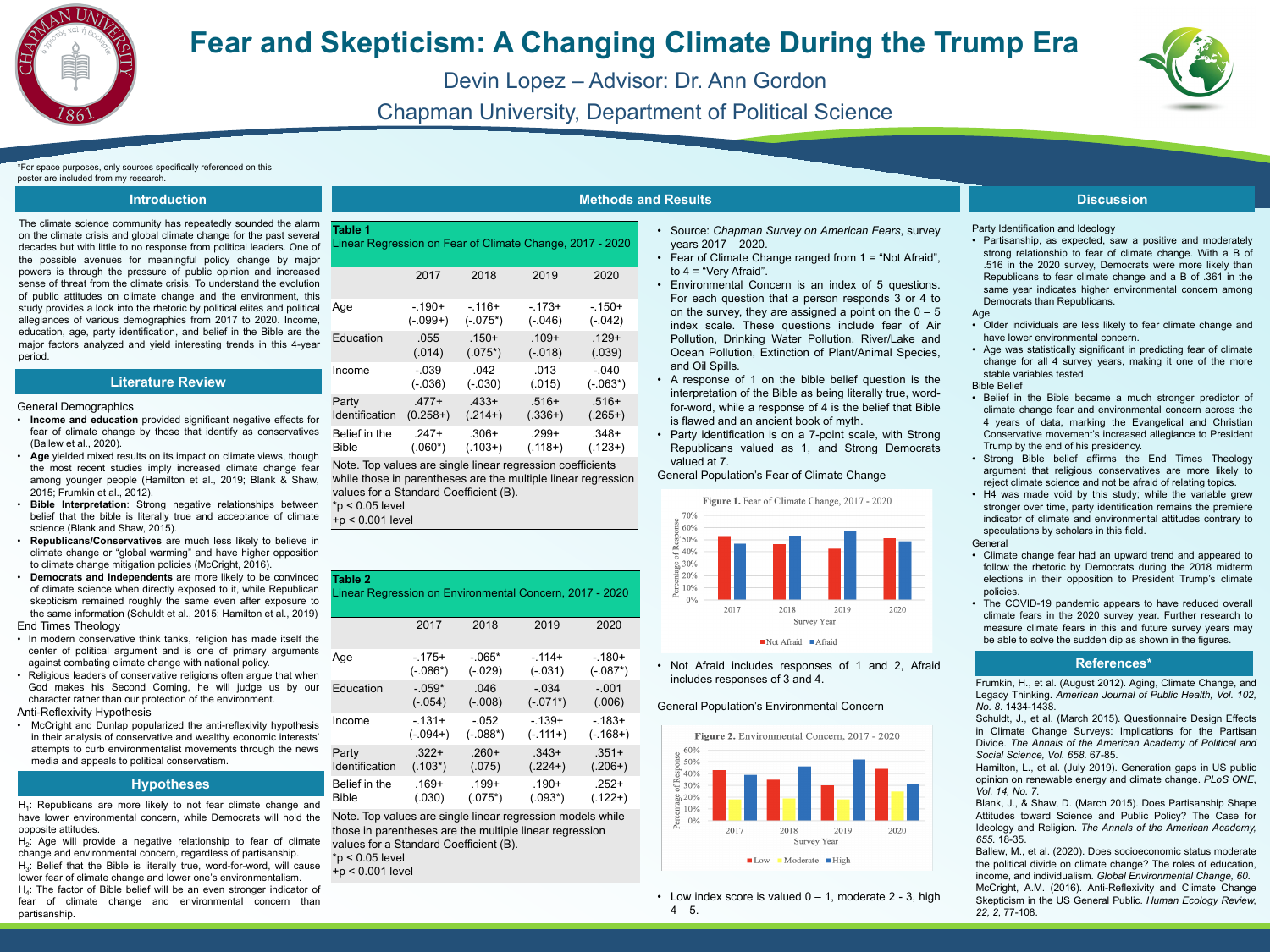# Fear and Skepticism: A Changing Climate During the Trump Era

Devin Lopez – Advisor: Dr. Ann Gordon

Chapman University, Department of Political Science

*For space purposes, only sources specifically referenced on this poster are included from my research.

## Introduction

The climate science community has repeatedly sounded the alarm on the climate crisis and global climate change for the past several decades but with little to no response from political leaders. One of the possible avenues for meaningful policy change by major powers is through the pressure of public opinion and increased sense of threat from the climate crisis. To understand the evolution of public attitudes on climate change and the environment, this study provides a look into the rhetoric by political elites and political allegiances of various demographics from 2017 to 2020. Income, education, age, party identification, and belief in the Bible are the major factors analyzed and yield interesting trends in this 4-year period.

## Literature Review

General Demographics

- **Income and education** provided significant negative effects for fear of climate change by those that identify as conservatives (Ballew et al., 2020).
- **Age** yielded mixed results on its impact on climate views, though the most recent studies imply increased climate change fear among younger people (Hamilton et al., 2019; Blank & Shaw, 2015; Frumkin et al., 2012).
- **Bible Interpretation**: Strong negative relationships between belief that the bible is literally true and acceptance of climate science (Blank and Shaw, 2015).
- **Republicans/Conservatives** are much less likely to believe in climate change or "global warming" and have higher opposition to climate change mitigation policies (McCright, 2016).
- **Democrats and Independents** are more likely to be convinced of climate science when directly exposed to it, while Republican skepticism remained roughly the same even after exposure to the same information (Schuldt et al., 2015; Hamilton et al., 2019)

End Times Theology

- In modern conservative think tanks, religion has made itself the center of political argument and is one of primary arguments against combating climate change with national policy.
- Religious leaders of conservative religions often argue that when God makes his Second Coming, he will judge us by our character rather than our protection of the environment.

Anti-Reflexivity Hypothesis

- McCright and Dunlap popularized the anti-reflexivity hypothesis in their analysis of conservative and wealthy economic interests' attempts to curb environmentalist movements through the news media and appeals to political conservatism.

## Hypotheses

$H_1$: Republicans are more likely to not fear climate change and have lower environmental concern, while Democrats will hold the opposite attitudes.

$H_2$: Age will provide a negative relationship to fear of climate change and environmental concern, regardless of partisanship.

$H_3$: Belief that the Bible is literally true, word-for-word, will cause lower fear of climate change and lower one's environmentalism.

$H_4$: The factor of Bible belief will be an even stronger indicator of fear of climate change and environmental concern than partisanship.

## Methods and Results

**Table 1**
Linear Regression on Fear of Climate Change, 2017 - 2020

| | 2017 | 2018 | 2019 | 2020 |
|---|---|---|---|---|
| Age | -.190+ (-.099+) | -.116+ (-.075*) | -.173+ (-.046) | -.150+ (-.042) |
| Education | .055 (.014) | .150+ (.075*) | .109+ (-.018) | .129+ (.039) |
| Income | -.039 (-.036) | .042 (-.030) | .013 (.015) | -.040 (-.063*) |
| Party Identification | .477+ (0.258+) | .433+ (.214+) | .516+ (.336+) | .516+ (.265+) |
| Belief in the Bible | .247+ (.060*) | .306+ (.103+) | .299+ (.118+) | .348+ (.123+) |

Note. Top values are single linear regression coefficients while those in parentheses are the multiple linear regression values for a Standard Coefficient (B).
*p < 0.05 level
+p < 0.001 level

**Table 2**
Linear Regression on Environmental Concern, 2017 - 2020

| | 2017 | 2018 | 2019 | 2020 |
|---|---|---|---|---|
| Age | -.175+ (-.086*) | -.065* (-.029) | -.114+ (-.031) | -.180+ (-.087*) |
| Education | -.059* (-.054) | .046 (-.008) | -.034 (-.071*) | -.001 (.006) |
| Income | -.131+ (-.094+) | -.052 (-.088*) | -.139+ (-.111+) | -.183+ (-.168+) |
| Party Identification | .322+ (.103*) | .260+ (.075) | .343+ (.224+) | .351+ (.206+) |
| Belief in the Bible | .169+ (.030) | .199+ (.075*) | .190+ (.093*) | .252+ (.122+) |

Note. Top values are single linear regression models while those in parentheses are the multiple linear regression values for a Standard Coefficient (B).
*p < 0.05 level
+p < 0.001 level

- Source: *Chapman Survey on American Fears*, survey years 2017 – 2020.
- Fear of Climate Change ranged from 1 = "Not Afraid", to 4 = "Very Afraid".
- Environmental Concern is an index of 5 questions. For each question that a person responds 3 or 4 to on the survey, they are assigned a point on the 0 – 5 index scale. These questions include fear of Air Pollution, Drinking Water Pollution, River/Lake and Ocean Pollution, Extinction of Plant/Animal Species, and Oil Spills.
- A response of 1 on the bible belief question is the interpretation of the Bible as being literally true, word-for-word, while a response of 4 is the belief that Bible is flawed and an ancient book of myth.
- Party identification is on a 7-point scale, with Strong Republicans valued as 1, and Strong Democrats valued at 7.

General Population's Fear of Climate Change

Figure 1. Fear of Climate Change, 2017 - 2020
70%
60%
50%
40%
30%
20%
10%
0%
Percentage of Response
2017
2018
2019
2020
Survey Year
Not Afraid
Afraid

- Not Afraid includes responses of 1 and 2, Afraid includes responses of 3 and 4.

General Population's Environmental Concern

Figure 2. Environmental Concern, 2017 - 2020
60%
50%
40%
30%
20%
10%
0%
Percentage of Response
2017
2018
2019
2020
Survey Year
Low
Moderate
High

- Low index score is valued 0 – 1, moderate 2 - 3, high 4 – 5.

## Discussion

Party Identification and Ideology

- Partisanship, as expected, saw a positive and moderately strong relationship to fear of climate change. With a B of .516 in the 2020 survey, Democrats were more likely than Republicans to fear climate change and a B of .361 in the same year indicates higher environmental concern among Democrats than Republicans.

Age

- Older individuals are less likely to fear climate change and have lower environmental concern.
- Age was statistically significant in predicting fear of climate change for all 4 survey years, making it one of the more stable variables tested.

Bible Belief

- Belief in the Bible became a much stronger predictor of climate change fear and environmental concern across the 4 years of data, marking the Evangelical and Christian Conservative movement's increased allegiance to President Trump by the end of his presidency.
- Strong Bible belief affirms the End Times Theology argument that religious conservatives are more likely to reject climate science and not be afraid of relating topics.
- H4 was made void by this study; while the variable grew stronger over time, party identification remains the premiere indicator of climate and environmental attitudes contrary to speculations by scholars in this field.

General

- Climate change fear had an upward trend and appeared to follow the rhetoric by Democrats during the 2018 midterm elections in their opposition to President Trump's climate policies.
- The COVID-19 pandemic appears to have reduced overall climate fears in the 2020 survey year. Further research to measure climate fears in this and future survey years may be able to solve the sudden dip as shown in the figures.

## References*

Frumkin, H., et al. (August 2012). Aging, Climate Change, and Legacy Thinking. *American Journal of Public Health, Vol. 102, No. 8*. 1434-1438.

Schuldt, J., et al. (March 2015). Questionnaire Design Effects in Climate Change Surveys: Implications for the Partisan Divide. *The Annals of the American Academy of Political and Social Science, Vol. 658*. 67-85.

Hamilton, L., et al. (July 2019). Generation gaps in US public opinion on renewable energy and climate change. *PLoS ONE, Vol. 14, No. 7*.

Blank, J., & Shaw, D. (March 2015). Does Partisanship Shape Attitudes toward Science and Public Policy? The Case for Ideology and Religion. *The Annals of the American Academy, 655*. 18-35.

Ballew, M., et al. (2020). Does socioeconomic status moderate the political divide on climate change? The roles of education, income, and individualism. *Global Environmental Change, 60*.

McCright, A.M. (2016). Anti-Reflexivity and Climate Change Skepticism in the US General Public. *Human Ecology Review, 22, 2*, 77-108.